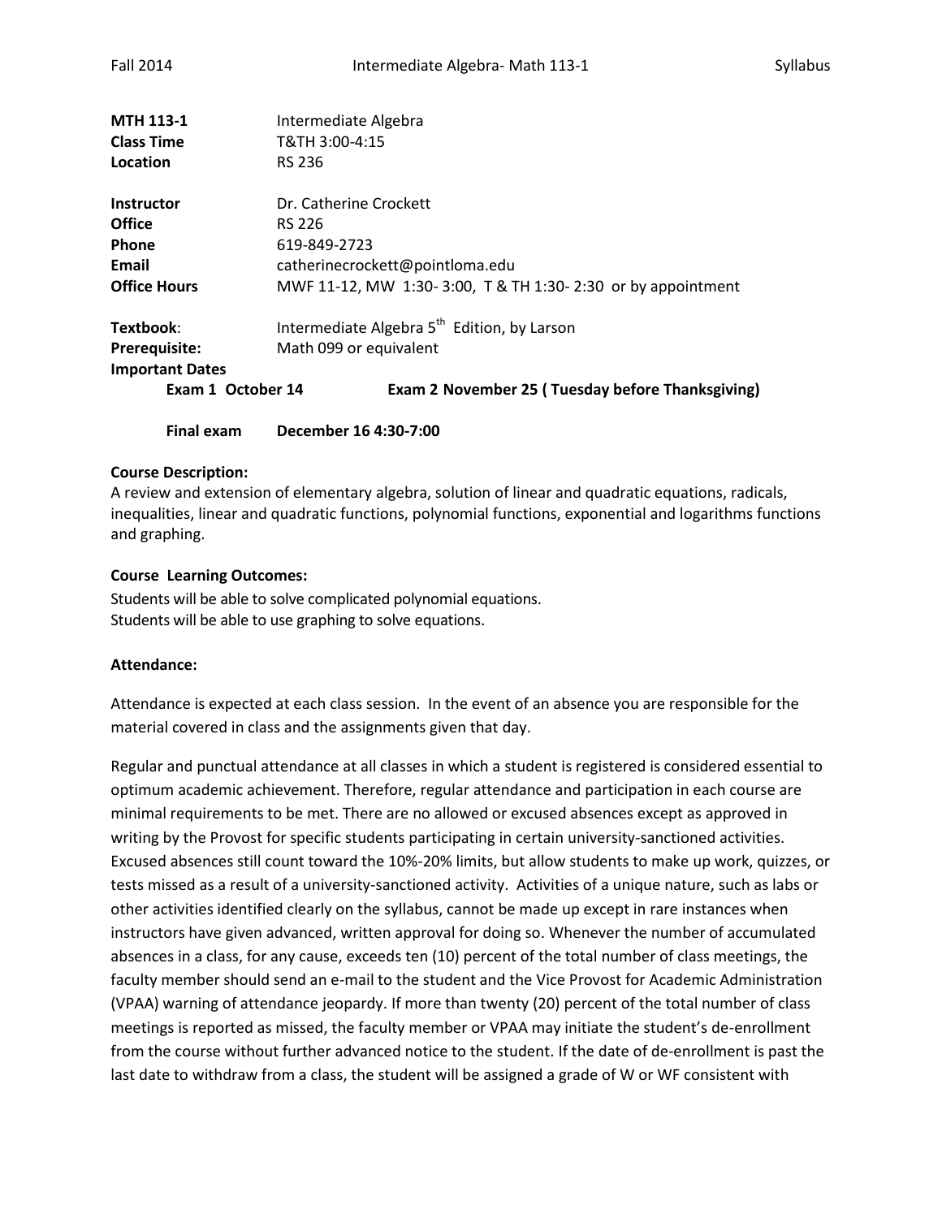| | |
|---|---|
| **MTH 113-1** | Intermediate Algebra |
| **Class Time** | T&TH 3:00-4:15 |
| **Location** | RS 236 |
| **Instructor** | Dr. Catherine Crockett |
| **Office** | RS 226 |
| **Phone** | 619-849-2723 |
| **Email** | catherinecrockett@pointloma.edu |
| **Office Hours** | MWF 11-12, MW 1:30- 3:00, T & TH 1:30- 2:30 or by appointment |
| **Textbook**: | Intermediate Algebra 5th Edition, by Larson |
| **Prerequisite:** | Math 099 or equivalent |

**Important Dates**

**Exam 1 October 14** **Exam 2 November 25 ( Tuesday before Thanksgiving)**

**Final exam December 16 4:30-7:00**

**Course Description:**

A review and extension of elementary algebra, solution of linear and quadratic equations, radicals, inequalities, linear and quadratic functions, polynomial functions, exponential and logarithms functions and graphing.

**Course Learning Outcomes:**

Students will be able to solve complicated polynomial equations.
Students will be able to use graphing to solve equations.

**Attendance:**

Attendance is expected at each class session. In the event of an absence you are responsible for the material covered in class and the assignments given that day.

Regular and punctual attendance at all classes in which a student is registered is considered essential to optimum academic achievement. Therefore, regular attendance and participation in each course are minimal requirements to be met. There are no allowed or excused absences except as approved in writing by the Provost for specific students participating in certain university-sanctioned activities. Excused absences still count toward the 10%-20% limits, but allow students to make up work, quizzes, or tests missed as a result of a university-sanctioned activity. Activities of a unique nature, such as labs or other activities identified clearly on the syllabus, cannot be made up except in rare instances when instructors have given advanced, written approval for doing so. Whenever the number of accumulated absences in a class, for any cause, exceeds ten (10) percent of the total number of class meetings, the faculty member should send an e-mail to the student and the Vice Provost for Academic Administration (VPAA) warning of attendance jeopardy. If more than twenty (20) percent of the total number of class meetings is reported as missed, the faculty member or VPAA may initiate the student's de-enrollment from the course without further advanced notice to the student. If the date of de-enrollment is past the last date to withdraw from a class, the student will be assigned a grade of W or WF consistent with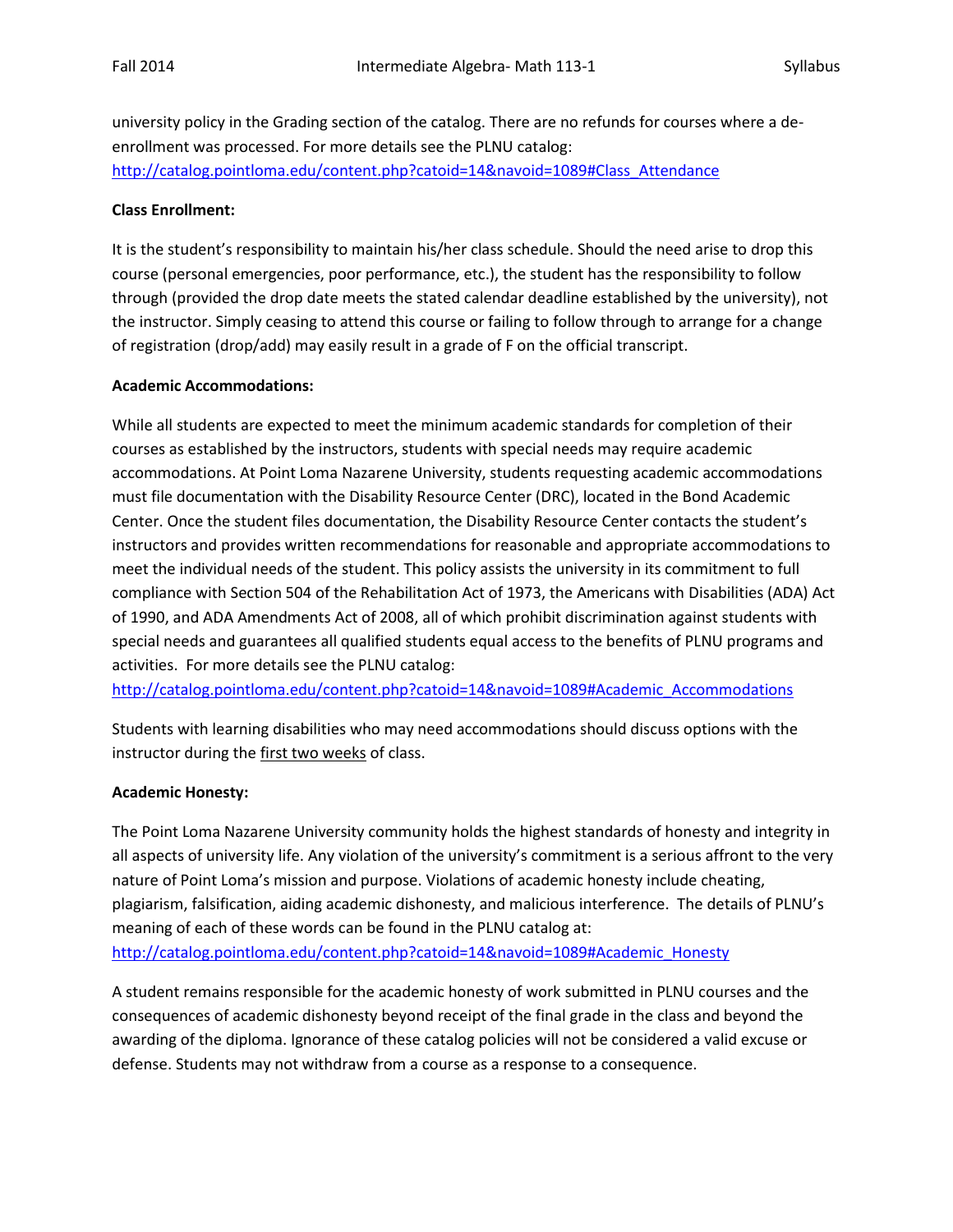university policy in the Grading section of the catalog. There are no refunds for courses where a de-enrollment was processed. For more details see the PLNU catalog: http://catalog.pointloma.edu/content.php?catoid=14&navoid=1089#Class_Attendance

**Class Enrollment:**

It is the student's responsibility to maintain his/her class schedule. Should the need arise to drop this course (personal emergencies, poor performance, etc.), the student has the responsibility to follow through (provided the drop date meets the stated calendar deadline established by the university), not the instructor. Simply ceasing to attend this course or failing to follow through to arrange for a change of registration (drop/add) may easily result in a grade of F on the official transcript.

**Academic Accommodations:**

While all students are expected to meet the minimum academic standards for completion of their courses as established by the instructors, students with special needs may require academic accommodations. At Point Loma Nazarene University, students requesting academic accommodations must file documentation with the Disability Resource Center (DRC), located in the Bond Academic Center. Once the student files documentation, the Disability Resource Center contacts the student's instructors and provides written recommendations for reasonable and appropriate accommodations to meet the individual needs of the student. This policy assists the university in its commitment to full compliance with Section 504 of the Rehabilitation Act of 1973, the Americans with Disabilities (ADA) Act of 1990, and ADA Amendments Act of 2008, all of which prohibit discrimination against students with special needs and guarantees all qualified students equal access to the benefits of PLNU programs and activities. For more details see the PLNU catalog: http://catalog.pointloma.edu/content.php?catoid=14&navoid=1089#Academic_Accommodations

Students with learning disabilities who may need accommodations should discuss options with the instructor during the first two weeks of class.

**Academic Honesty:**

The Point Loma Nazarene University community holds the highest standards of honesty and integrity in all aspects of university life. Any violation of the university's commitment is a serious affront to the very nature of Point Loma's mission and purpose. Violations of academic honesty include cheating, plagiarism, falsification, aiding academic dishonesty, and malicious interference. The details of PLNU's meaning of each of these words can be found in the PLNU catalog at: http://catalog.pointloma.edu/content.php?catoid=14&navoid=1089#Academic_Honesty

A student remains responsible for the academic honesty of work submitted in PLNU courses and the consequences of academic dishonesty beyond receipt of the final grade in the class and beyond the awarding of the diploma. Ignorance of these catalog policies will not be considered a valid excuse or defense. Students may not withdraw from a course as a response to a consequence.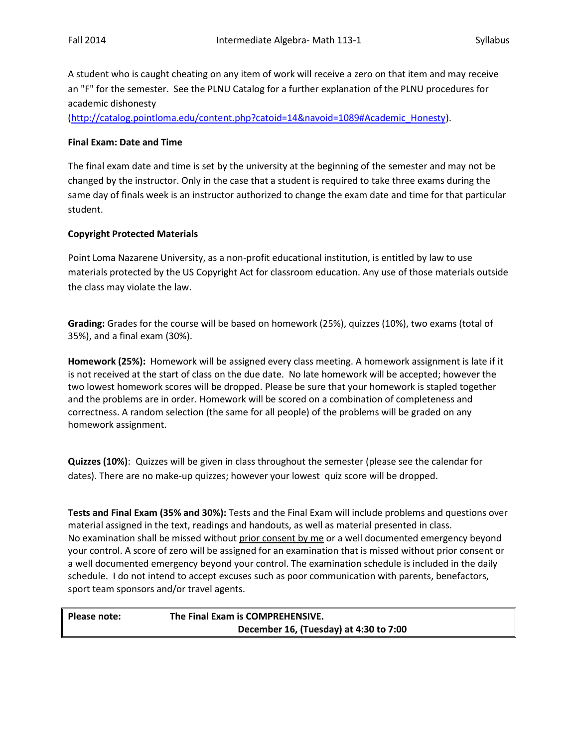A student who is caught cheating on any item of work will receive a zero on that item and may receive an "F" for the semester. See the PLNU Catalog for a further explanation of the PLNU procedures for academic dishonesty (http://catalog.pointloma.edu/content.php?catoid=14&navoid=1089#Academic_Honesty).

**Final Exam: Date and Time**

The final exam date and time is set by the university at the beginning of the semester and may not be changed by the instructor. Only in the case that a student is required to take three exams during the same day of finals week is an instructor authorized to change the exam date and time for that particular student.

**Copyright Protected Materials**

Point Loma Nazarene University, as a non-profit educational institution, is entitled by law to use materials protected by the US Copyright Act for classroom education. Any use of those materials outside the class may violate the law.

**Grading:** Grades for the course will be based on homework (25%), quizzes (10%), two exams (total of 35%), and a final exam (30%).

**Homework (25%):** Homework will be assigned every class meeting. A homework assignment is late if it is not received at the start of class on the due date. No late homework will be accepted; however the two lowest homework scores will be dropped. Please be sure that your homework is stapled together and the problems are in order. Homework will be scored on a combination of completeness and correctness. A random selection (the same for all people) of the problems will be graded on any homework assignment.

**Quizzes (10%)**: Quizzes will be given in class throughout the semester (please see the calendar for dates). There are no make-up quizzes; however your lowest quiz score will be dropped.

**Tests and Final Exam (35% and 30%):** Tests and the Final Exam will include problems and questions over material assigned in the text, readings and handouts, as well as material presented in class. No examination shall be missed without prior consent by me or a well documented emergency beyond your control. A score of zero will be assigned for an examination that is missed without prior consent or a well documented emergency beyond your control. The examination schedule is included in the daily schedule. I do not intend to accept excuses such as poor communication with parents, benefactors, sport team sponsors and/or travel agents.

| **Please note:** | **The Final Exam is COMPREHENSIVE.** <br> **December 16, (Tuesday) at 4:30 to 7:00** |
|---|---|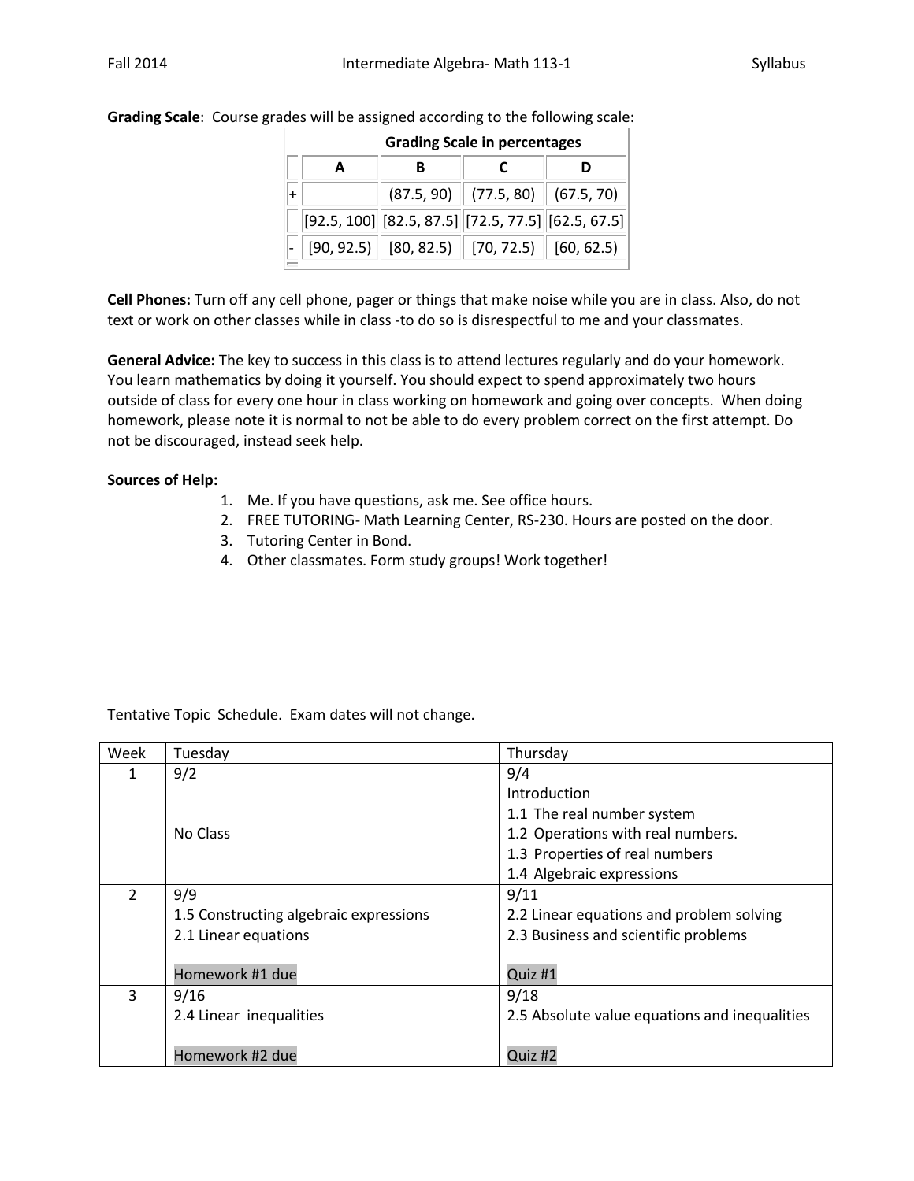**Grading Scale**: Course grades will be assigned according to the following scale:

| Grading Scale in percentages | | | | |
|---|---|---|---|---|
| | A | B | C | D |
| + | | (87.5, 90) | (77.5, 80) | (67.5, 70) |
| | [92.5, 100] | [82.5, 87.5] | [72.5, 77.5] | [62.5, 67.5] |
| - | [90, 92.5) | [80, 82.5) | [70, 72.5) | [60, 62.5) |

**Cell Phones:** Turn off any cell phone, pager or things that make noise while you are in class. Also, do not text or work on other classes while in class -to do so is disrespectful to me and your classmates.

**General Advice:** The key to success in this class is to attend lectures regularly and do your homework. You learn mathematics by doing it yourself. You should expect to spend approximately two hours outside of class for every one hour in class working on homework and going over concepts. When doing homework, please note it is normal to not be able to do every problem correct on the first attempt. Do not be discouraged, instead seek help.

**Sources of Help:**

1. Me. If you have questions, ask me. See office hours.
2. FREE TUTORING- Math Learning Center, RS-230. Hours are posted on the door.
3. Tutoring Center in Bond.
4. Other classmates. Form study groups! Work together!

Tentative Topic Schedule. Exam dates will not change.

| Week | Tuesday | Thursday |
|---|---|---|
| 1 | 9/2<br><br>No Class | 9/4<br>Introduction<br>1.1 The real number system<br>1.2 Operations with real numbers.<br>1.3 Properties of real numbers<br>1.4 Algebraic expressions |
| 2 | 9/9<br>1.5 Constructing algebraic expressions<br>2.1 Linear equations<br><br>Homework #1 due | 9/11<br>2.2 Linear equations and problem solving<br>2.3 Business and scientific problems<br><br>Quiz #1 |
| 3 | 9/16<br>2.4 Linear inequalities<br><br>Homework #2 due | 9/18<br>2.5 Absolute value equations and inequalities<br><br>Quiz #2 |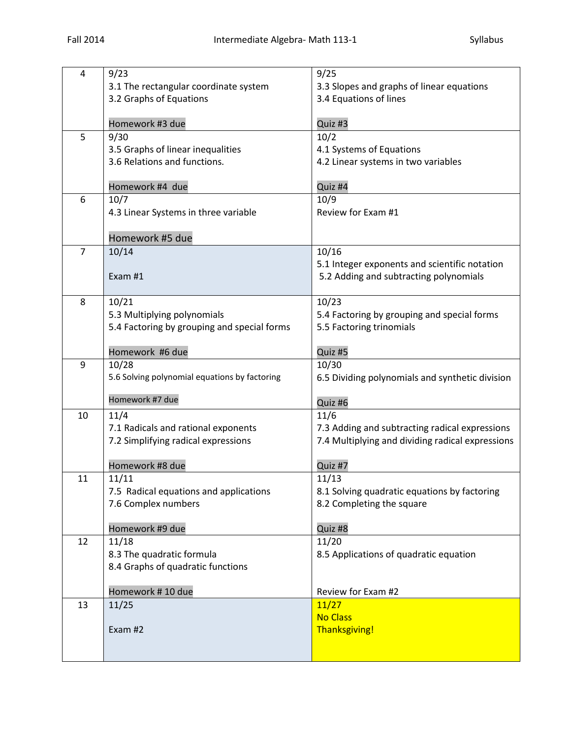| 4 | 9/23<br>3.1 The rectangular coordinate system<br>3.2 Graphs of Equations<br><br>Homework #3 due | 9/25<br>3.3 Slopes and graphs of linear equations<br>3.4 Equations of lines<br><br>Quiz #3 |
|---|---|---|
| 5 | 9/30<br>3.5 Graphs of linear inequalities<br>3.6 Relations and functions.<br><br>Homework #4 due | 10/2<br>4.1 Systems of Equations<br>4.2 Linear systems in two variables<br><br>Quiz #4 |
| 6 | 10/7<br>4.3 Linear Systems in three variable<br><br>Homework #5 due | 10/9<br>Review for Exam #1 |
| 7 | 10/14<br><br>Exam #1 | 10/16<br>5.1 Integer exponents and scientific notation<br>5.2 Adding and subtracting polynomials |
| 8 | 10/21<br>5.3 Multiplying polynomials<br>5.4 Factoring by grouping and special forms<br><br>Homework #6 due | 10/23<br>5.4 Factoring by grouping and special forms<br>5.5 Factoring trinomials<br><br>Quiz #5 |
| 9 | 10/28<br>5.6 Solving polynomial equations by factoring<br><br>Homework #7 due | 10/30<br>6.5 Dividing polynomials and synthetic division<br><br>Quiz #6 |
| 10 | 11/4<br>7.1 Radicals and rational exponents<br>7.2 Simplifying radical expressions<br><br>Homework #8 due | 11/6<br>7.3 Adding and subtracting radical expressions<br>7.4 Multiplying and dividing radical expressions<br><br>Quiz #7 |
| 11 | 11/11<br>7.5 Radical equations and applications<br>7.6 Complex numbers<br><br>Homework #9 due | 11/13<br>8.1 Solving quadratic equations by factoring<br>8.2 Completing the square<br><br>Quiz #8 |
| 12 | 11/18<br>8.3 The quadratic formula<br>8.4 Graphs of quadratic functions<br><br>Homework # 10 due | 11/20<br>8.5 Applications of quadratic equation<br><br>Review for Exam #2 |
| 13 | 11/25<br><br>Exam #2 | 11/27<br>No Class<br>Thanksgiving! |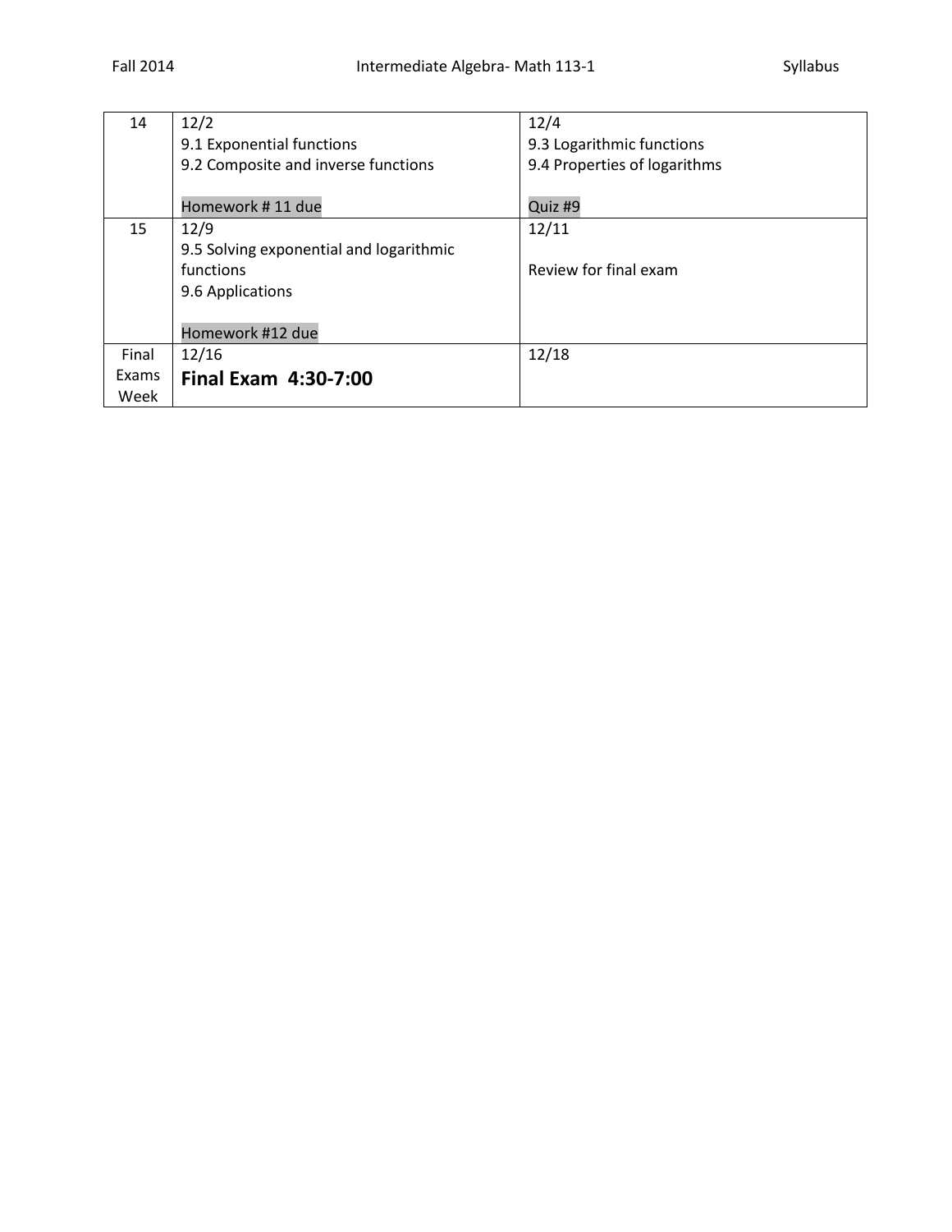| | | |
|---|---|---|
| 14 | 12/2<br>9.1 Exponential functions<br>9.2 Composite and inverse functions<br><br>Homework # 11 due | 12/4<br>9.3 Logarithmic functions<br>9.4 Properties of logarithms<br><br>Quiz #9 |
| 15 | 12/9<br>9.5 Solving exponential and logarithmic functions<br>9.6 Applications<br><br>Homework #12 due | 12/11<br><br>Review for final exam |
| Final Exams Week | 12/16<br>**Final Exam 4:30-7:00** | 12/18 |